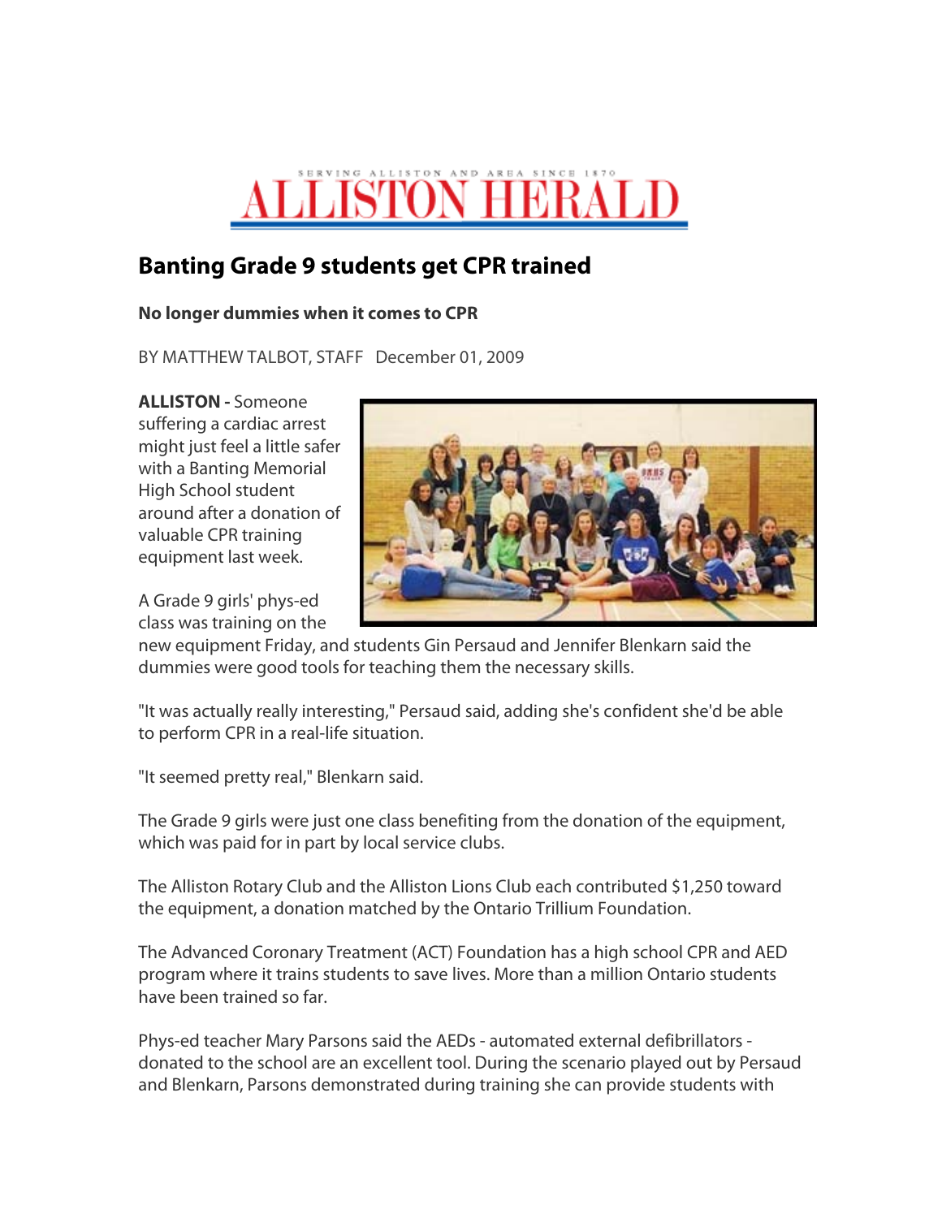SERVING ALLISTON AND AREA SINCE 1870

# ALLISTON HERALD

## Banting Grade 9 students get CPR trained

**No longer dummies when it comes to CPR**

BY MATTHEW TALBOT, STAFF December 01, 2009

**ALLISTON -** Someone suffering a cardiac arrest might just feel a little safer with a Banting Memorial High School student around after a donation of valuable CPR training equipment last week.

A Grade 9 girls' phys-ed class was training on the new equipment Friday, and students Gin Persaud and Jennifer Blenkarn said the dummies were good tools for teaching them the necessary skills.

"It was actually really interesting," Persaud said, adding she's confident she'd be able to perform CPR in a real-life situation.

"It seemed pretty real," Blenkarn said.

The Grade 9 girls were just one class benefiting from the donation of the equipment, which was paid for in part by local service clubs.

The Alliston Rotary Club and the Alliston Lions Club each contributed $1,250 toward the equipment, a donation matched by the Ontario Trillium Foundation.

The Advanced Coronary Treatment (ACT) Foundation has a high school CPR and AED program where it trains students to save lives. More than a million Ontario students have been trained so far.

Phys-ed teacher Mary Parsons said the AEDs - automated external defibrillators - donated to the school are an excellent tool. During the scenario played out by Persaud and Blenkarn, Parsons demonstrated during training she can provide students with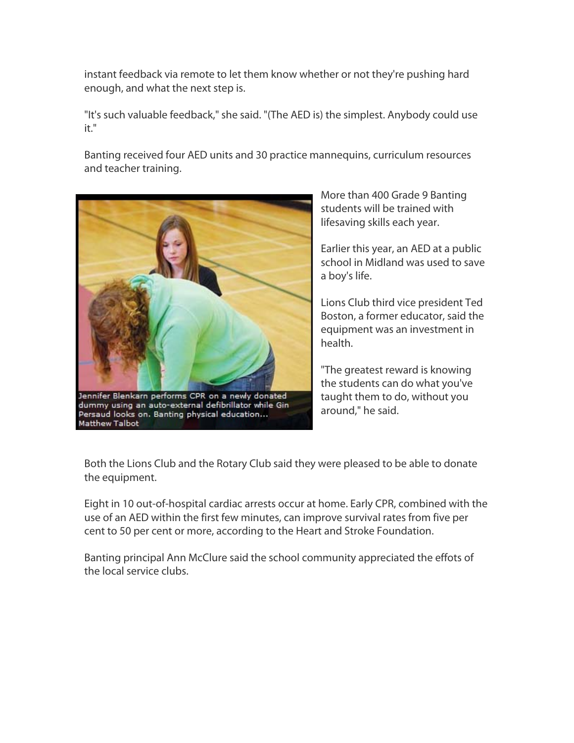instant feedback via remote to let them know whether or not they're pushing hard enough, and what the next step is.

"It's such valuable feedback," she said. "(The AED is) the simplest. Anybody could use it."

Banting received four AED units and 30 practice mannequins, curriculum resources and teacher training.

Jennifer Blenkarn performs CPR on a newly donated dummy using an auto-external defibrillator while Gin Persaud looks on. Banting physical education...
Matthew Talbot

More than 400 Grade 9 Banting students will be trained with lifesaving skills each year.

Earlier this year, an AED at a public school in Midland was used to save a boy's life.

Lions Club third vice president Ted Boston, a former educator, said the equipment was an investment in health.

"The greatest reward is knowing the students can do what you've taught them to do, without you around," he said.

Both the Lions Club and the Rotary Club said they were pleased to be able to donate the equipment.

Eight in 10 out-of-hospital cardiac arrests occur at home. Early CPR, combined with the use of an AED within the first few minutes, can improve survival rates from five per cent to 50 per cent or more, according to the Heart and Stroke Foundation.

Banting principal Ann McClure said the school community appreciated the effots of the local service clubs.